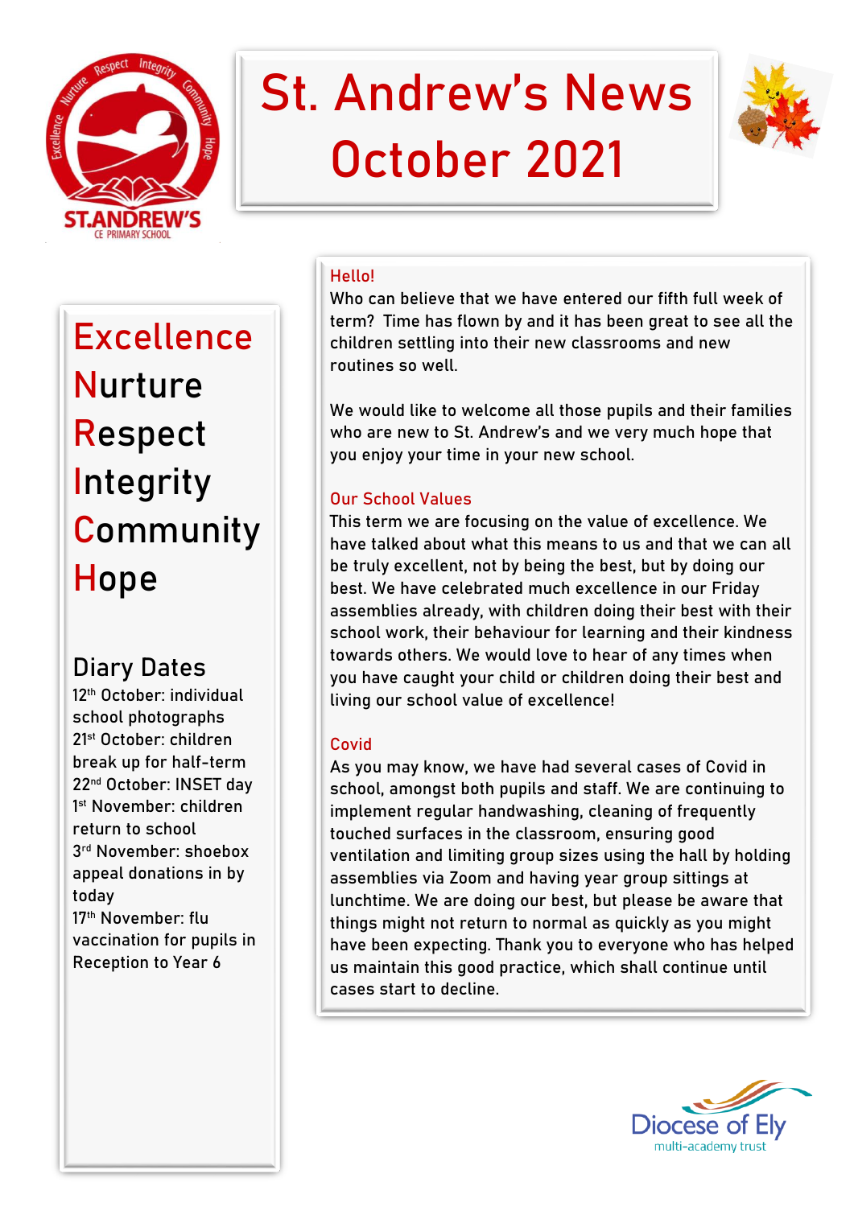# St. Andrew's News October 2021

Excellence
Nurture
Respect
Integrity
Community
Hope

## Diary Dates

12th October: individual school photographs
21st October: children break up for half-term
22nd October: INSET day
1st November: children return to school
3rd November: shoebox appeal donations in by today
17th November: flu vaccination for pupils in Reception to Year 6

## Hello!

Who can believe that we have entered our fifth full week of term? Time has flown by and it has been great to see all the children settling into their new classrooms and new routines so well.

We would like to welcome all those pupils and their families who are new to St. Andrew's and we very much hope that you enjoy your time in your new school.

## Our School Values

This term we are focusing on the value of excellence. We have talked about what this means to us and that we can all be truly excellent, not by being the best, but by doing our best. We have celebrated much excellence in our Friday assemblies already, with children doing their best with their school work, their behaviour for learning and their kindness towards others. We would love to hear of any times when you have caught your child or children doing their best and living our school value of excellence!

## Covid

As you may know, we have had several cases of Covid in school, amongst both pupils and staff. We are continuing to implement regular handwashing, cleaning of frequently touched surfaces in the classroom, ensuring good ventilation and limiting group sizes using the hall by holding assemblies via Zoom and having year group sittings at lunchtime. We are doing our best, but please be aware that things might not return to normal as quickly as you might have been expecting. Thank you to everyone who has helped us maintain this good practice, which shall continue until cases start to decline.

Diocese of Ely multi-academy trust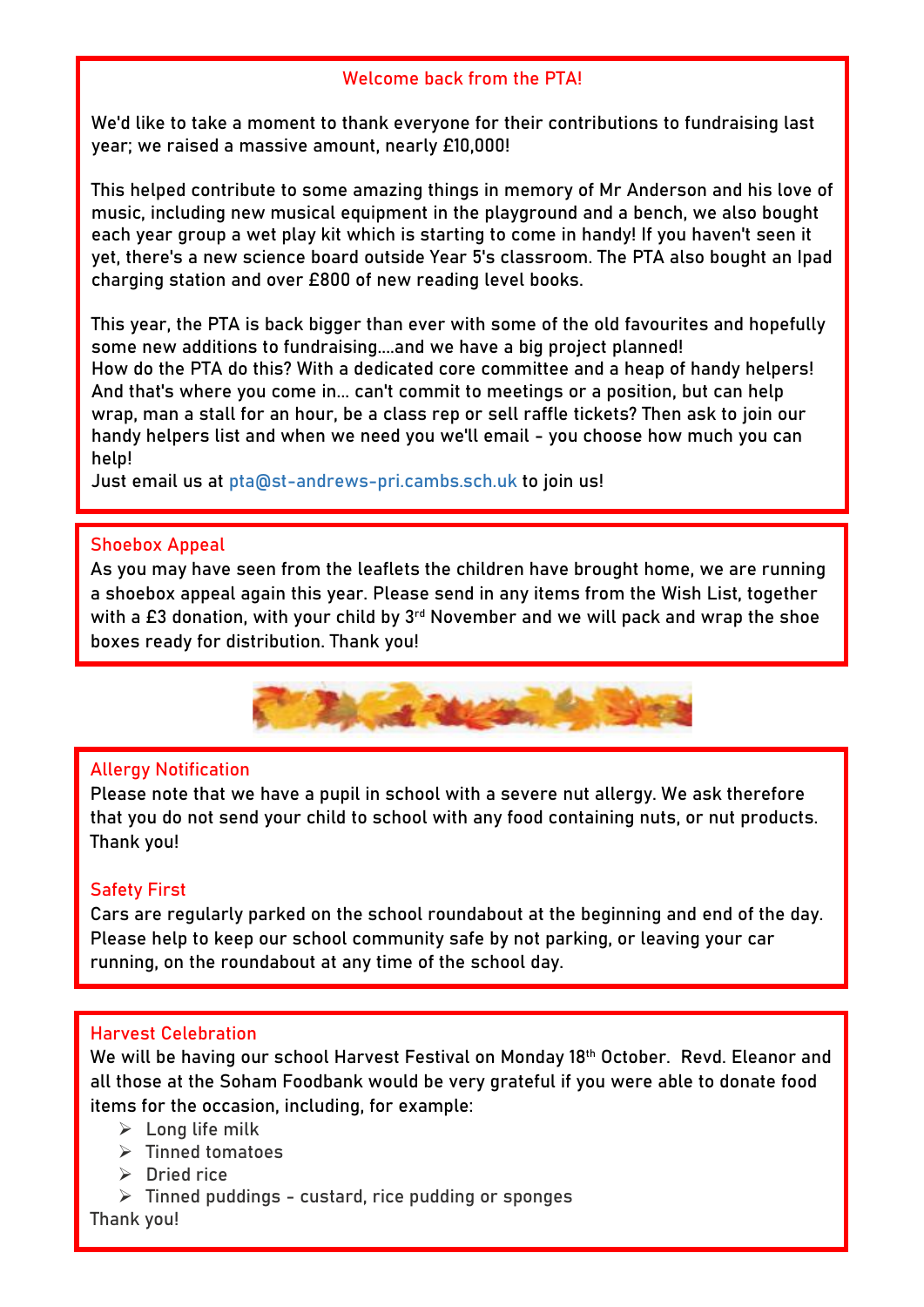## Welcome back from the PTA!

We'd like to take a moment to thank everyone for their contributions to fundraising last year; we raised a massive amount, nearly £10,000!

This helped contribute to some amazing things in memory of Mr Anderson and his love of music, including new musical equipment in the playground and a bench, we also bought each year group a wet play kit which is starting to come in handy! If you haven't seen it yet, there's a new science board outside Year 5's classroom. The PTA also bought an Ipad charging station and over £800 of new reading level books.

This year, the PTA is back bigger than ever with some of the old favourites and hopefully some new additions to fundraising....and we have a big project planned!
How do the PTA do this? With a dedicated core committee and a heap of handy helpers! And that's where you come in... can't commit to meetings or a position, but can help wrap, man a stall for an hour, be a class rep or sell raffle tickets? Then ask to join our handy helpers list and when we need you we'll email - you choose how much you can help!
Just email us at pta@st-andrews-pri.cambs.sch.uk to join us!

## Shoebox Appeal

As you may have seen from the leaflets the children have brought home, we are running a shoebox appeal again this year. Please send in any items from the Wish List, together with a £3 donation, with your child by 3rd November and we will pack and wrap the shoe boxes ready for distribution. Thank you!

## Allergy Notification

Please note that we have a pupil in school with a severe nut allergy. We ask therefore that you do not send your child to school with any food containing nuts, or nut products. Thank you!

## Safety First

Cars are regularly parked on the school roundabout at the beginning and end of the day. Please help to keep our school community safe by not parking, or leaving your car running, on the roundabout at any time of the school day.

## Harvest Celebration

We will be having our school Harvest Festival on Monday 18th October. Revd. Eleanor and all those at the Soham Foodbank would be very grateful if you were able to donate food items for the occasion, including, for example:

- Long life milk
- Tinned tomatoes
- Dried rice
- Tinned puddings - custard, rice pudding or sponges

Thank you!